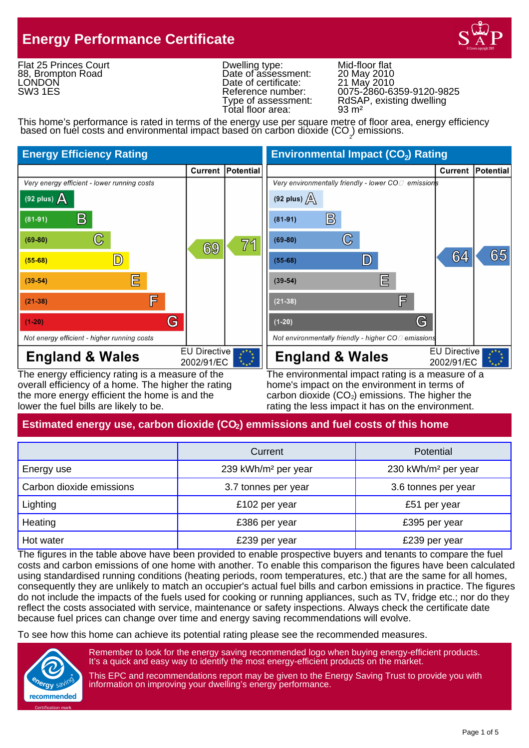# Energy Performance Certificate

Flat 25 Princes Court
88, Brompton Road
LONDON
SW3 1ES

| | |
|---|---|
| Dwelling type: | Mid-floor flat |
| Date of assessment: | 20 May 2010 |
| Date of certificate: | 21 May 2010 |
| Reference number: | 0075-2860-6359-9120-9825 |
| Type of assessment: | RdSAP, existing dwelling |
| Total floor area: | 93 m² |

This home's performance is rated in terms of the energy use per square metre of floor area, energy efficiency based on fuel costs and environmental impact based on carbon dioxide ($CO_2$) emissions.

## Energy Efficiency Rating

| | Current | Potential |
|---|---|---|
| *Very energy efficient - lower running costs* | | |
| (92 plus) A | | |
| (81-91) B | | |
| (69-80) C | 69 | 71 |
| (55-68) D | | |
| (39-54) E | | |
| (21-38) F | | |
| (1-20) G | | |
| *Not energy efficient - higher running costs* | | |

**England & Wales** — EU Directive 2002/91/EC

The energy efficiency rating is a measure of the overall efficiency of a home. The higher the rating the more energy efficient the home is and the lower the fuel bills are likely to be.

## Environmental Impact ($CO_2$) Rating

| | Current | Potential |
|---|---|---|
| *Very environmentally friendly - lower $CO_2$ emissions* | | |
| (92 plus) A | | |
| (81-91) B | | |
| (69-80) C | | |
| (55-68) D | 64 | 65 |
| (39-54) E | | |
| (21-38) F | | |
| (1-20) G | | |
| *Not environmentally friendly - higher $CO_2$ emissions* | | |

**England & Wales** — EU Directive 2002/91/EC

The environmental impact rating is a measure of a home's impact on the environment in terms of carbon dioxide ($CO_2$) emissions. The higher the rating the less impact it has on the environment.

## Estimated energy use, carbon dioxide ($CO_2$) emmissions and fuel costs of this home

| | Current | Potential |
|---|---|---|
| Energy use | 239 kWh/m² per year | 230 kWh/m² per year |
| Carbon dioxide emissions | 3.7 tonnes per year | 3.6 tonnes per year |
| Lighting | £102 per year | £51 per year |
| Heating | £386 per year | £395 per year |
| Hot water | £239 per year | £239 per year |

The figures in the table above have been provided to enable prospective buyers and tenants to compare the fuel costs and carbon emissions of one home with another. To enable this comparison the figures have been calculated using standardised running conditions (heating periods, room temperatures, etc.) that are the same for all homes, consequently they are unlikely to match an occupier's actual fuel bills and carbon emissions in practice. The figures do not include the impacts of the fuels used for cooking or running appliances, such as TV, fridge etc.; nor do they reflect the costs associated with service, maintenance or safety inspections. Always check the certificate date because fuel prices can change over time and energy saving recommendations will evolve.

To see how this home can achieve its potential rating please see the recommended measures.

energy saving recommended — Certification mark

Remember to look for the energy saving recommended logo when buying energy-efficient products. It's a quick and easy way to identify the most energy-efficient products on the market.

This EPC and recommendations report may be given to the Energy Saving Trust to provide you with information on improving your dwelling's energy performance.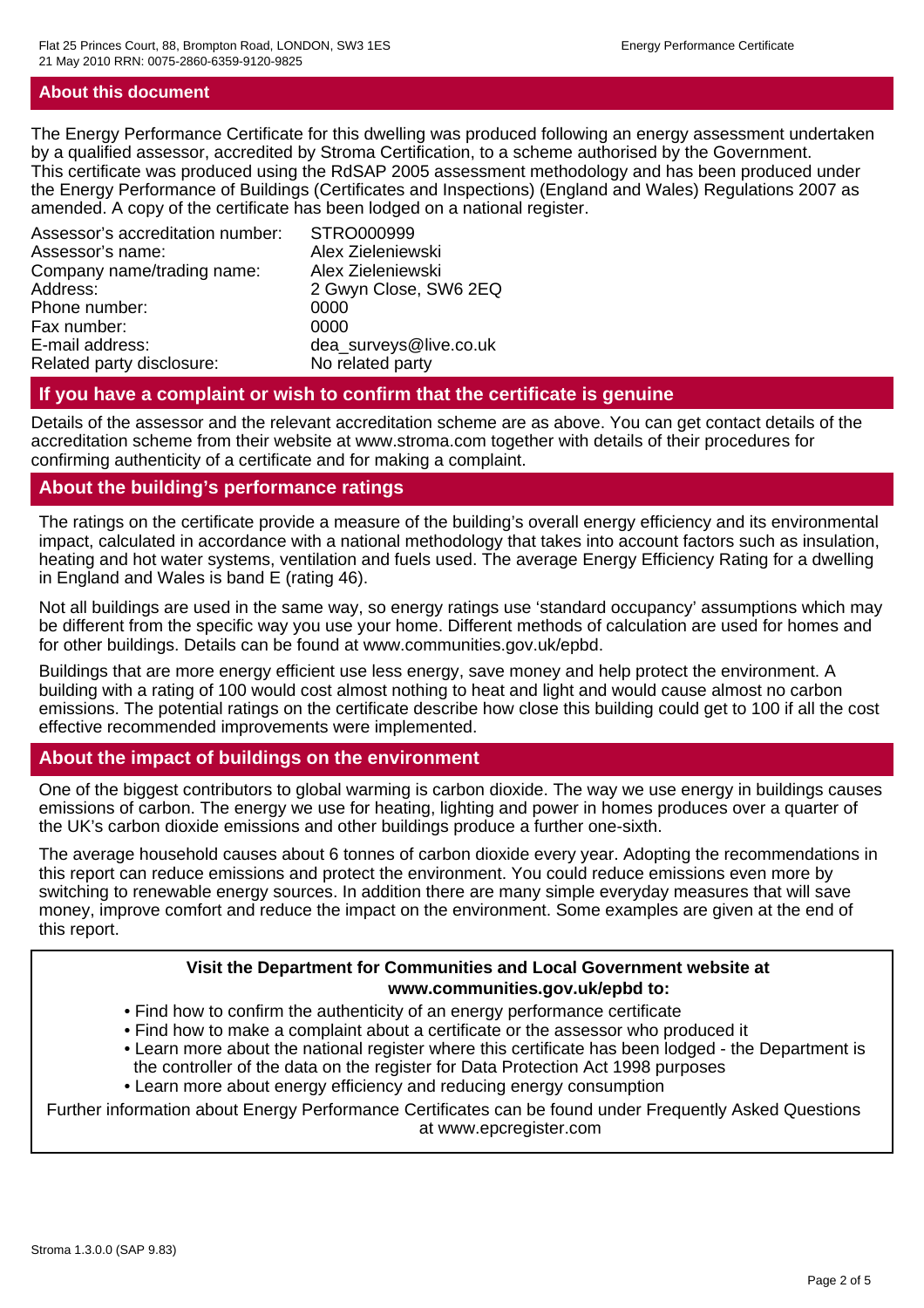## About this document

The Energy Performance Certificate for this dwelling was produced following an energy assessment undertaken by a qualified assessor, accredited by Stroma Certification, to a scheme authorised by the Government. This certificate was produced using the RdSAP 2005 assessment methodology and has been produced under the Energy Performance of Buildings (Certificates and Inspections) (England and Wales) Regulations 2007 as amended. A copy of the certificate has been lodged on a national register.

| | |
|---|---|
| Assessor's accreditation number: | STRO000999 |
| Assessor's name: | Alex Zieleniewski |
| Company name/trading name: | Alex Zieleniewski |
| Address: | 2 Gwyn Close, SW6 2EQ |
| Phone number: | 0000 |
| Fax number: | 0000 |
| E-mail address: | dea_surveys@live.co.uk |
| Related party disclosure: | No related party |

## If you have a complaint or wish to confirm that the certificate is genuine

Details of the assessor and the relevant accreditation scheme are as above. You can get contact details of the accreditation scheme from their website at www.stroma.com together with details of their procedures for confirming authenticity of a certificate and for making a complaint.

## About the building's performance ratings

The ratings on the certificate provide a measure of the building's overall energy efficiency and its environmental impact, calculated in accordance with a national methodology that takes into account factors such as insulation, heating and hot water systems, ventilation and fuels used. The average Energy Efficiency Rating for a dwelling in England and Wales is band E (rating 46).

Not all buildings are used in the same way, so energy ratings use 'standard occupancy' assumptions which may be different from the specific way you use your home. Different methods of calculation are used for homes and for other buildings. Details can be found at www.communities.gov.uk/epbd.

Buildings that are more energy efficient use less energy, save money and help protect the environment. A building with a rating of 100 would cost almost nothing to heat and light and would cause almost no carbon emissions. The potential ratings on the certificate describe how close this building could get to 100 if all the cost effective recommended improvements were implemented.

## About the impact of buildings on the environment

One of the biggest contributors to global warming is carbon dioxide. The way we use energy in buildings causes emissions of carbon. The energy we use for heating, lighting and power in homes produces over a quarter of the UK's carbon dioxide emissions and other buildings produce a further one-sixth.

The average household causes about 6 tonnes of carbon dioxide every year. Adopting the recommendations in this report can reduce emissions and protect the environment. You could reduce emissions even more by switching to renewable energy sources. In addition there are many simple everyday measures that will save money, improve comfort and reduce the impact on the environment. Some examples are given at the end of this report.

**Visit the Department for Communities and Local Government website at www.communities.gov.uk/epbd to:**

- Find how to confirm the authenticity of an energy performance certificate
- Find how to make a complaint about a certificate or the assessor who produced it
- Learn more about the national register where this certificate has been lodged - the Department is the controller of the data on the register for Data Protection Act 1998 purposes
- Learn more about energy efficiency and reducing energy consumption

Further information about Energy Performance Certificates can be found under Frequently Asked Questions at www.epcregister.com

Stroma 1.3.0.0 (SAP 9.83)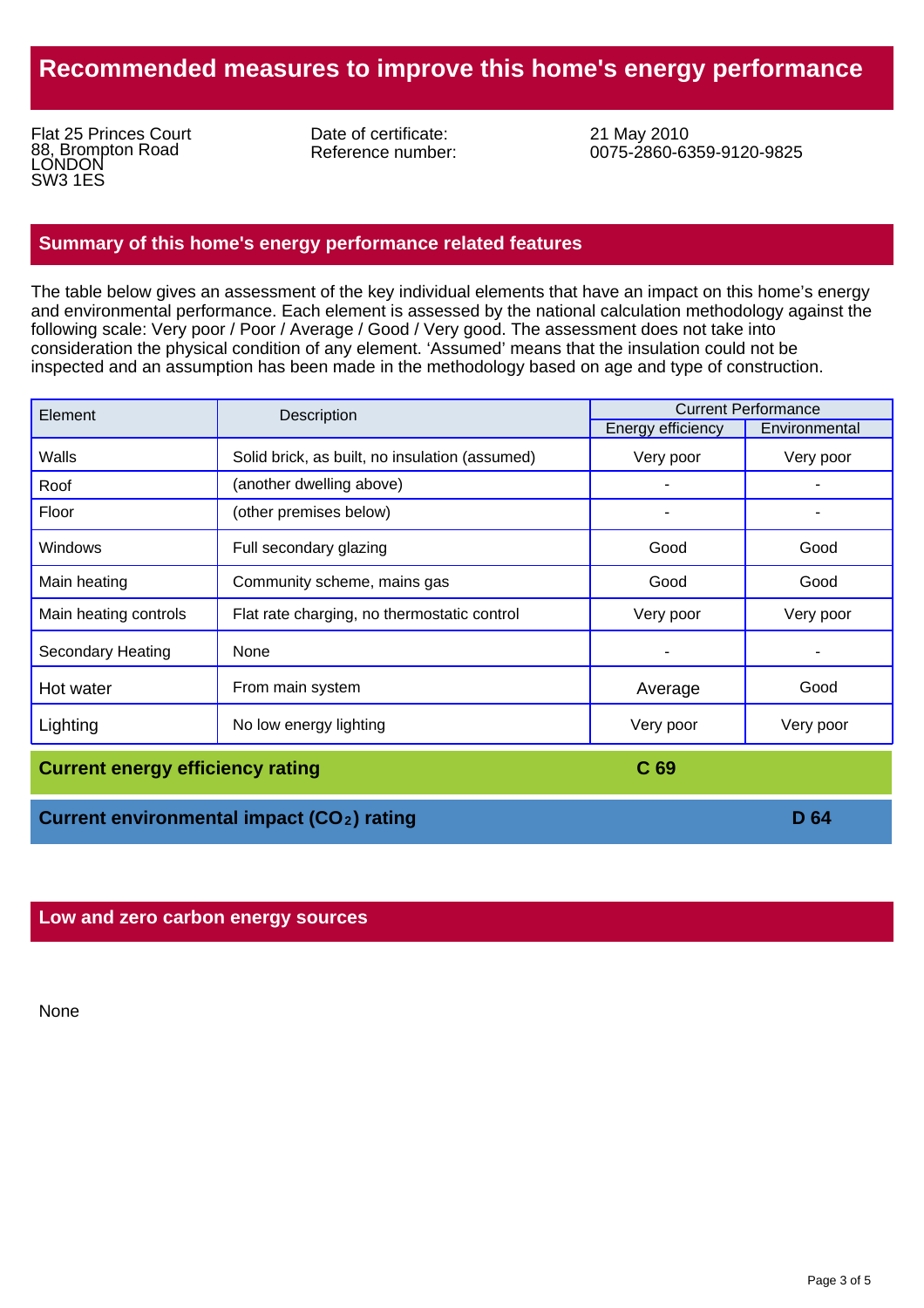# Recommended measures to improve this home's energy performance

Flat 25 Princes Court
88, Brompton Road
LONDON
SW3 1ES

Date of certificate: 21 May 2010
Reference number: 0075-2860-6359-9120-9825

## Summary of this home's energy performance related features

The table below gives an assessment of the key individual elements that have an impact on this home's energy and environmental performance. Each element is assessed by the national calculation methodology against the following scale: Very poor / Poor / Average / Good / Very good. The assessment does not take into consideration the physical condition of any element. 'Assumed' means that the insulation could not be inspected and an assumption has been made in the methodology based on age and type of construction.

| Element | Description | Current Performance | |
|---|---|---|---|
| | | Energy efficiency | Environmental |
| Walls | Solid brick, as built, no insulation (assumed) | Very poor | Very poor |
| Roof | (another dwelling above) | - | - |
| Floor | (other premises below) | - | - |
| Windows | Full secondary glazing | Good | Good |
| Main heating | Community scheme, mains gas | Good | Good |
| Main heating controls | Flat rate charging, no thermostatic control | Very poor | Very poor |
| Secondary Heating | None | - | - |
| Hot water | From main system | Average | Good |
| Lighting | No low energy lighting | Very poor | Very poor |

**Current energy efficiency rating** **C 69**

**Current environmental impact ($CO_2$) rating** **D 64**

## Low and zero carbon energy sources

None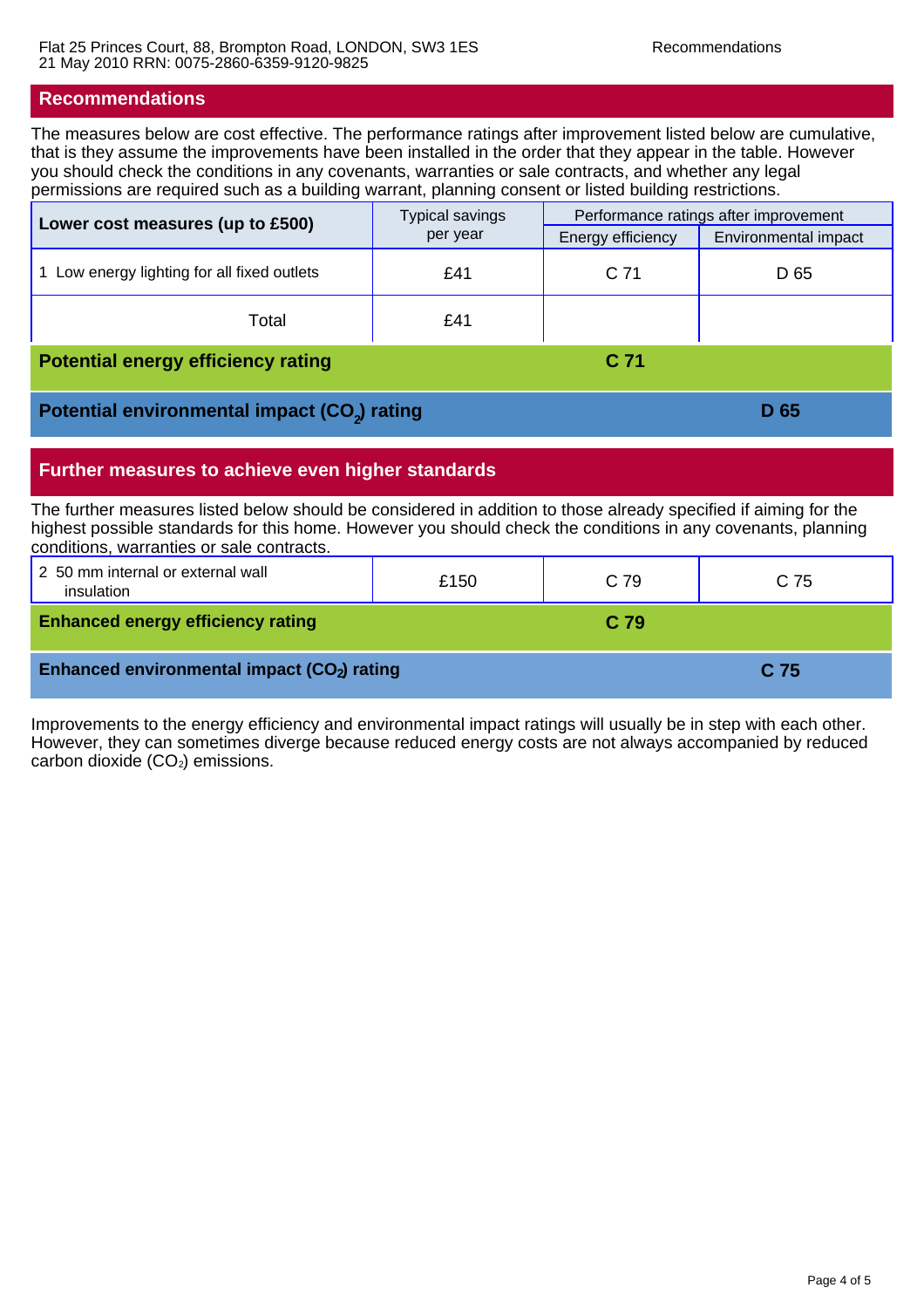## Recommendations

The measures below are cost effective. The performance ratings after improvement listed below are cumulative, that is they assume the improvements have been installed in the order that they appear in the table. However you should check the conditions in any covenants, warranties or sale contracts, and whether any legal permissions are required such as a building warrant, planning consent or listed building restrictions.

| Lower cost measures (up to £500) | Typical savings per year | Performance ratings after improvement | |
|---|---|---|---|
| | | Energy efficiency | Environmental impact |
| 1 Low energy lighting for all fixed outlets | £41 | C 71 | D 65 |
| Total | £41 | | |
| **Potential energy efficiency rating** | | **C 71** | |
| **Potential environmental impact ($CO_2$) rating** | | | **D 65** |

## Further measures to achieve even higher standards

The further measures listed below should be considered in addition to those already specified if aiming for the highest possible standards for this home. However you should check the conditions in any covenants, planning conditions, warranties or sale contracts.

| Measure | Typical savings per year | Energy efficiency | Environmental impact |
|---|---|---|---|
| 2 50 mm internal or external wall insulation | £150 | C 79 | C 75 |
| **Enhanced energy efficiency rating** | | **C 79** | |
| **Enhanced environmental impact ($CO_2$) rating** | | | **C 75** |

Improvements to the energy efficiency and environmental impact ratings will usually be in step with each other. However, they can sometimes diverge because reduced energy costs are not always accompanied by reduced carbon dioxide ($CO_2$) emissions.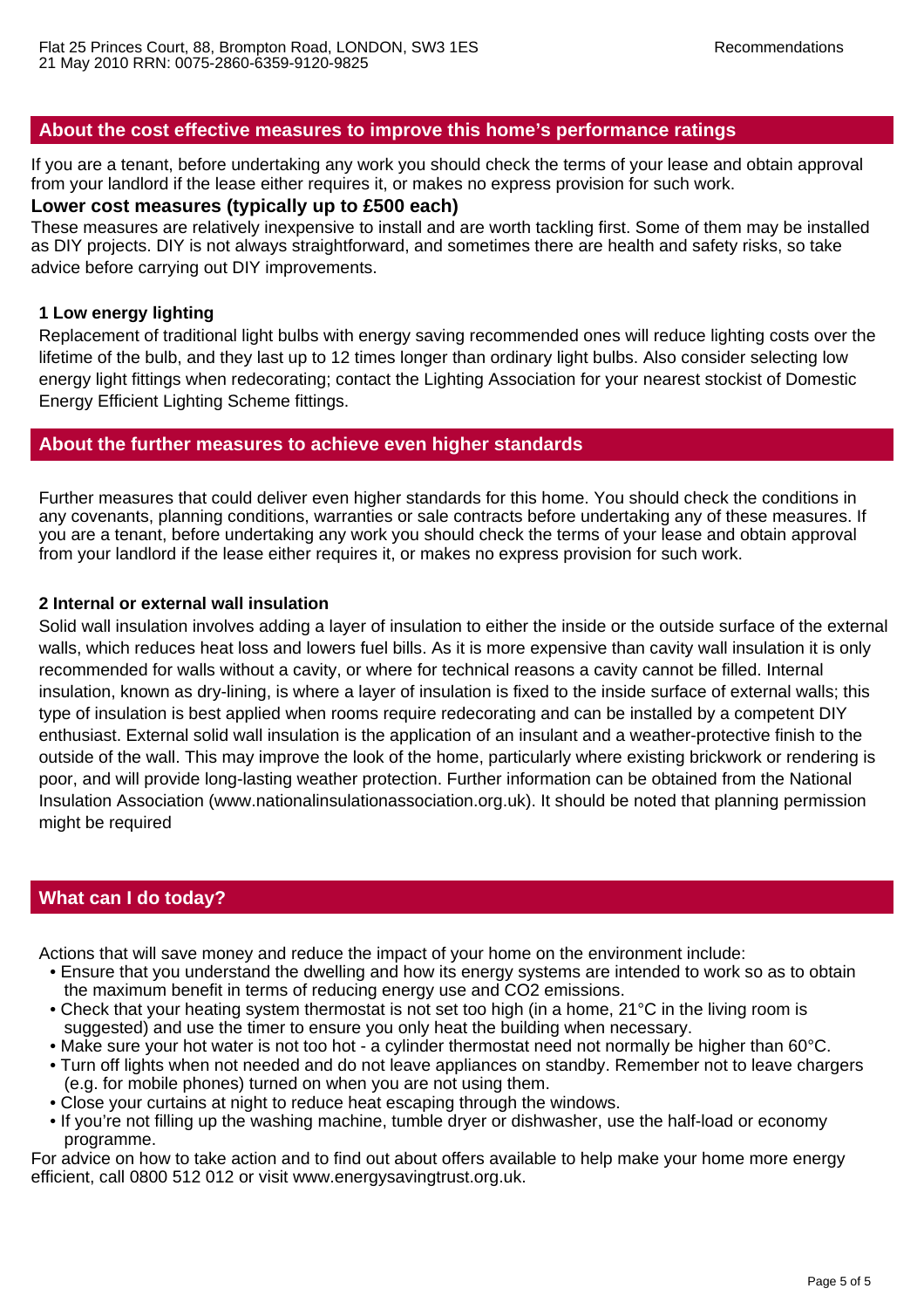## About the cost effective measures to improve this home's performance ratings

If you are a tenant, before undertaking any work you should check the terms of your lease and obtain approval from your landlord if the lease either requires it, or makes no express provision for such work.

### Lower cost measures (typically up to £500 each)

These measures are relatively inexpensive to install and are worth tackling first. Some of them may be installed as DIY projects. DIY is not always straightforward, and sometimes there are health and safety risks, so take advice before carrying out DIY improvements.

**1 Low energy lighting**

Replacement of traditional light bulbs with energy saving recommended ones will reduce lighting costs over the lifetime of the bulb, and they last up to 12 times longer than ordinary light bulbs. Also consider selecting low energy light fittings when redecorating; contact the Lighting Association for your nearest stockist of Domestic Energy Efficient Lighting Scheme fittings.

## About the further measures to achieve even higher standards

Further measures that could deliver even higher standards for this home. You should check the conditions in any covenants, planning conditions, warranties or sale contracts before undertaking any of these measures. If you are a tenant, before undertaking any work you should check the terms of your lease and obtain approval from your landlord if the lease either requires it, or makes no express provision for such work.

**2 Internal or external wall insulation**

Solid wall insulation involves adding a layer of insulation to either the inside or the outside surface of the external walls, which reduces heat loss and lowers fuel bills. As it is more expensive than cavity wall insulation it is only recommended for walls without a cavity, or where for technical reasons a cavity cannot be filled. Internal insulation, known as dry-lining, is where a layer of insulation is fixed to the inside surface of external walls; this type of insulation is best applied when rooms require redecorating and can be installed by a competent DIY enthusiast. External solid wall insulation is the application of an insulant and a weather-protective finish to the outside of the wall. This may improve the look of the home, particularly where existing brickwork or rendering is poor, and will provide long-lasting weather protection. Further information can be obtained from the National Insulation Association (www.nationalinsulationassociation.org.uk). It should be noted that planning permission might be required

## What can I do today?

Actions that will save money and reduce the impact of your home on the environment include:

- Ensure that you understand the dwelling and how its energy systems are intended to work so as to obtain the maximum benefit in terms of reducing energy use and $CO_2$ emissions.
- Check that your heating system thermostat is not set too high (in a home, 21°C in the living room is suggested) and use the timer to ensure you only heat the building when necessary.
- Make sure your hot water is not too hot - a cylinder thermostat need not normally be higher than 60°C.
- Turn off lights when not needed and do not leave appliances on standby. Remember not to leave chargers (e.g. for mobile phones) turned on when you are not using them.
- Close your curtains at night to reduce heat escaping through the windows.
- If you're not filling up the washing machine, tumble dryer or dishwasher, use the half-load or economy programme.

For advice on how to take action and to find out about offers available to help make your home more energy efficient, call 0800 512 012 or visit www.energysavingtrust.org.uk.